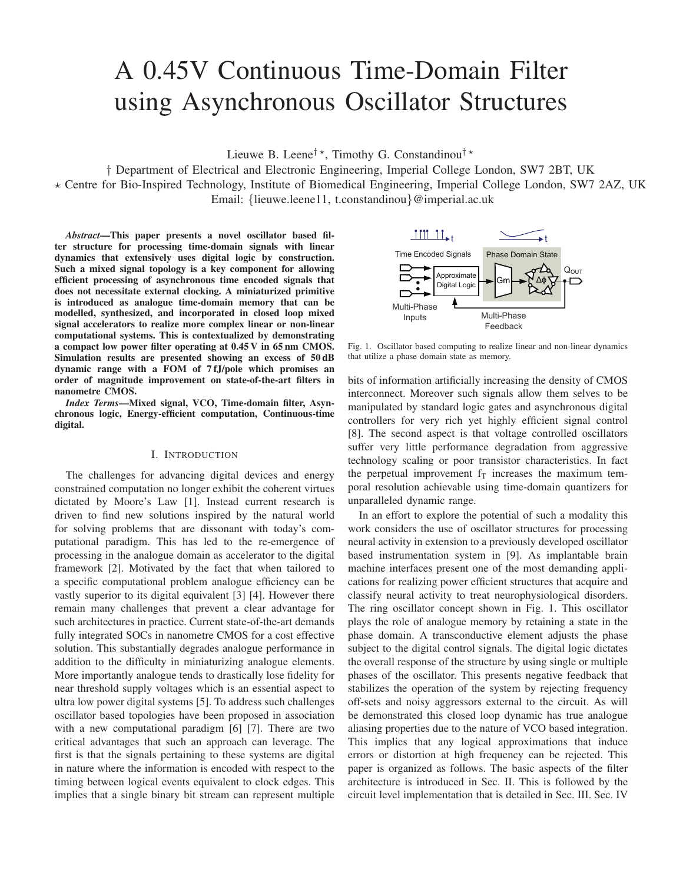# A 0.45V Continuous Time-Domain Filter using Asynchronous Oscillator Structures

Lieuwe B. Leene[†⋆], Timothy G. Constandinou[†⋆]

† Department of Electrical and Electronic Engineering, Imperial College London, SW7 2BT, UK

⋆ Centre for Bio-Inspired Technology, Institute of Biomedical Engineering, Imperial College London, SW7 2AZ, UK

Email: {lieuwe.leene11, t.constandinou}@imperial.ac.uk

***Abstract*—This paper presents a novel oscillator based filter structure for processing time-domain signals with linear dynamics that extensively uses digital logic by construction. Such a mixed signal topology is a key component for allowing efficient processing of asynchronous time encoded signals that does not necessitate external clocking. A miniaturized primitive is introduced as analogue time-domain memory that can be modelled, synthesized, and incorporated in closed loop mixed signal accelerators to realize more complex linear or non-linear computational systems. This is contextualized by demonstrating a compact low power filter operating at 0.45 V in 65 nm CMOS. Simulation results are presented showing an excess of 50 dB dynamic range with a FOM of 7 fJ/pole which promises an order of magnitude improvement on state-of-the-art filters in nanometre CMOS.**

***Index Terms*—Mixed signal, VCO, Time-domain filter, Asynchronous logic, Energy-efficient computation, Continuous-time digital.**

## I. Introduction

The challenges for advancing digital devices and energy constrained computation no longer exhibit the coherent virtues dictated by Moore's Law [1]. Instead current research is driven to find new solutions inspired by the natural world for solving problems that are dissonant with today's computational paradigm. This has led to the re-emergence of processing in the analogue domain as accelerator to the digital framework [2]. Motivated by the fact that when tailored to a specific computational problem analogue efficiency can be vastly superior to its digital equivalent [3] [4]. However there remain many challenges that prevent a clear advantage for such architectures in practice. Current state-of-the-art demands fully integrated SOCs in nanometre CMOS for a cost effective solution. This substantially degrades analogue performance in addition to the difficulty in miniaturizing analogue elements. More importantly analogue tends to drastically lose fidelity for near threshold supply voltages which is an essential aspect to ultra low power digital systems [5]. To address such challenges oscillator based topologies have been proposed in association with a new computational paradigm [6] [7]. There are two critical advantages that such an approach can leverage. The first is that the signals pertaining to these systems are digital in nature where the information is encoded with respect to the timing between logical events equivalent to clock edges. This implies that a single binary bit stream can represent multiple bits of information artificially increasing the density of CMOS interconnect. Moreover such signals allow them selves to be manipulated by standard logic gates and asynchronous digital controllers for very rich yet highly efficient signal control [8]. The second aspect is that voltage controlled oscillators suffer very little performance degradation from aggressive technology scaling or poor transistor characteristics. In fact the perpetual improvement $f_T$ increases the maximum temporal resolution achievable using time-domain quantizers for unparalleled dynamic range.

Fig. 1. Oscillator based computing to realize linear and non-linear dynamics that utilize a phase domain state as memory.

In an effort to explore the potential of such a modality this work considers the use of oscillator structures for processing neural activity in extension to a previously developed oscillator based instrumentation system in [9]. As implantable brain machine interfaces present one of the most demanding applications for realizing power efficient structures that acquire and classify neural activity to treat neurophysiological disorders. The ring oscillator concept shown in Fig. 1. This oscillator plays the role of analogue memory by retaining a state in the phase domain. A transconductive element adjusts the phase subject to the digital control signals. The digital logic dictates the overall response of the structure by using single or multiple phases of the oscillator. This presents negative feedback that stabilizes the operation of the system by rejecting frequency off-sets and noisy aggressors external to the circuit. As will be demonstrated this closed loop dynamic has true analogue aliasing properties due to the nature of VCO based integration. This implies that any logical approximations that induce errors or distortion at high frequency can be rejected. This paper is organized as follows. The basic aspects of the filter architecture is introduced in Sec. II. This is followed by the circuit level implementation that is detailed in Sec. III. Sec. IV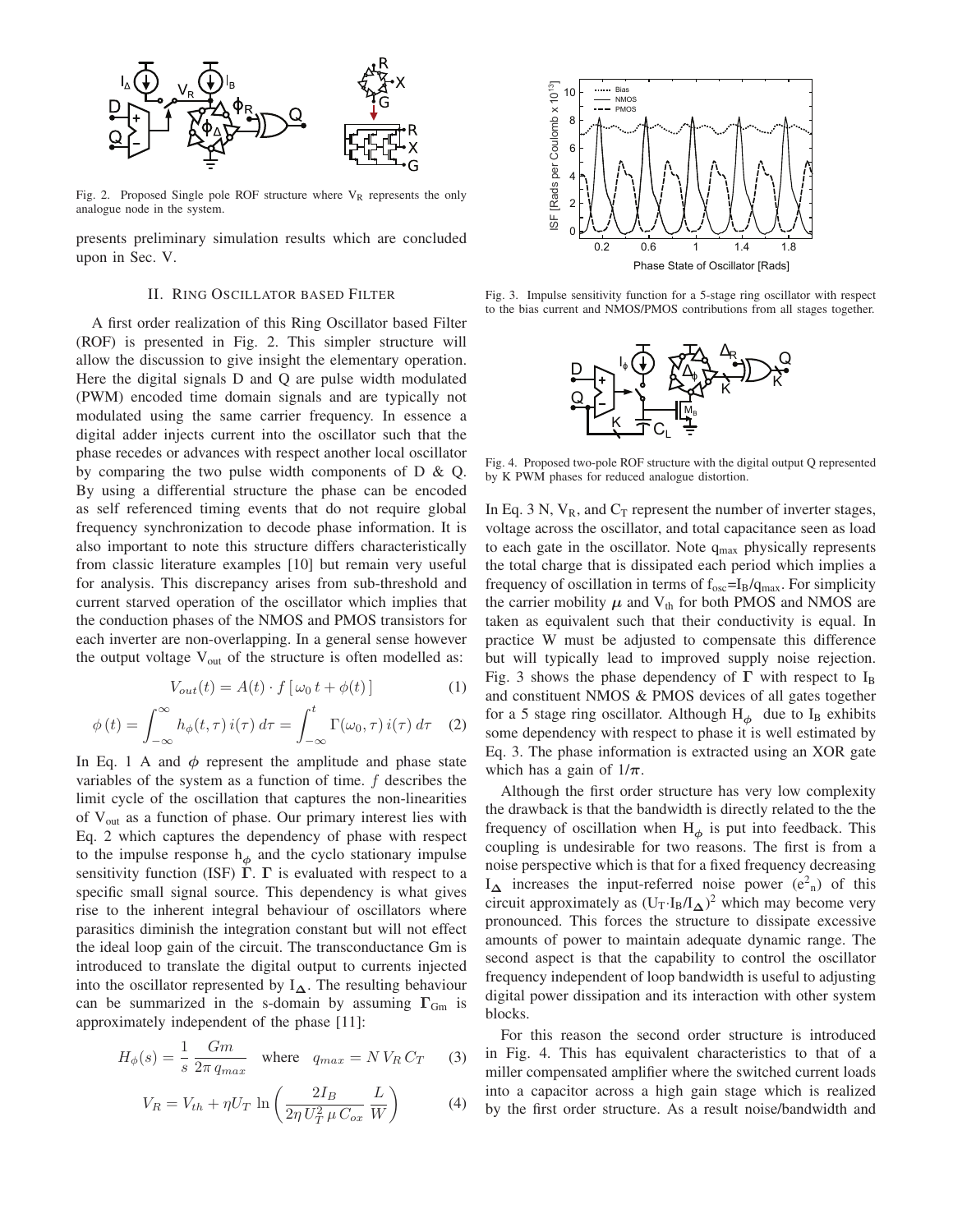Fig. 2. Proposed Single pole ROF structure where $V_R$ represents the only analogue node in the system.

presents preliminary simulation results which are concluded upon in Sec. V.

## II. Ring Oscillator based Filter

A first order realization of this Ring Oscillator based Filter (ROF) is presented in Fig. 2. This simpler structure will allow the discussion to give insight the elementary operation. Here the digital signals D and Q are pulse width modulated (PWM) encoded time domain signals and are typically not modulated using the same carrier frequency. In essence a digital adder injects current into the oscillator such that the phase recedes or advances with respect another local oscillator by comparing the two pulse width components of D & Q. By using a differential structure the phase can be encoded as self referenced timing events that do not require global frequency synchronization to decode phase information. It is also important to note this structure differs characteristically from classic literature examples [10] but remain very useful for analysis. This discrepancy arises from sub-threshold and current starved operation of the oscillator which implies that the conduction phases of the NMOS and PMOS transistors for each inverter are non-overlapping. In a general sense however the output voltage $V_{out}$ of the structure is often modelled as:

$$V_{out}(t) = A(t) \cdot f\,[\,\omega_0\, t + \phi(t)\,] \tag{1}$$

$$\phi\,(t) = \int_{-\infty}^{\infty} h_{\phi}(t,\tau)\, i(\tau)\, d\tau = \int_{-\infty}^{t} \Gamma(\omega_0, \tau)\, i(\tau)\, d\tau \tag{2}$$

In Eq. 1 A and $\phi$ represent the amplitude and phase state variables of the system as a function of time. $f$ describes the limit cycle of the oscillation that captures the non-linearities of $V_{out}$ as a function of phase. Our primary interest lies with Eq. 2 which captures the dependency of phase with respect to the impulse response $h_{\phi}$ and the cyclo stationary impulse sensitivity function (ISF) $\Gamma$. $\Gamma$ is evaluated with respect to a specific small signal source. This dependency is what gives rise to the inherent integral behaviour of oscillators where parasitics diminish the integration constant but will not effect the ideal loop gain of the circuit. The transconductance Gm is introduced to translate the digital output to currents injected into the oscillator represented by $I_{\Delta}$. The resulting behaviour can be summarized in the s-domain by assuming $\Gamma_{Gm}$ is approximately independent of the phase [11]:

$$H_{\phi}(s) = \frac{1}{s}\,\frac{Gm}{2\pi\, q_{max}} \quad \text{where} \quad q_{max} = N\, V_R\, C_T \tag{3}$$

$$V_R = V_{th} + \eta U_T\, \ln\left(\frac{2 I_B}{2\eta\, U_T^2\, \mu\, C_{ox}}\, \frac{L}{W}\right) \tag{4}$$

Fig. 3. Impulse sensitivity function for a 5-stage ring oscillator with respect to the bias current and NMOS/PMOS contributions from all stages together.

Fig. 4. Proposed two-pole ROF structure with the digital output Q represented by K PWM phases for reduced analogue distortion.

In Eq. 3 N, $V_R$, and $C_T$ represent the number of inverter stages, voltage across the oscillator, and total capacitance seen as load to each gate in the oscillator. Note $q_{max}$ physically represents the total charge that is dissipated each period which implies a frequency of oscillation in terms of $f_{osc}=I_B/q_{max}$. For simplicity the carrier mobility $\mu$ and $V_{th}$ for both PMOS and NMOS are taken as equivalent such that their conductivity is equal. In practice W must be adjusted to compensate this difference but will typically lead to improved supply noise rejection. Fig. 3 shows the phase dependency of $\Gamma$ with respect to $I_B$ and constituent NMOS & PMOS devices of all gates together for a 5 stage ring oscillator. Although $H_{\phi}$ due to $I_B$ exhibits some dependency with respect to phase it is well estimated by Eq. 3. The phase information is extracted using an XOR gate which has a gain of $1/\pi$.

Although the first order structure has very low complexity the drawback is that the bandwidth is directly related to the the frequency of oscillation when $H_{\phi}$ is put into feedback. This coupling is undesirable for two reasons. The first is from a noise perspective which is that for a fixed frequency decreasing $I_{\Delta}$ increases the input-referred noise power ($e^2_n$) of this circuit approximately as $(U_T \cdot I_B/I_{\Delta})^2$ which may become very pronounced. This forces the structure to dissipate excessive amounts of power to maintain adequate dynamic range. The second aspect is that the capability to control the oscillator frequency independent of loop bandwidth is useful to adjusting digital power dissipation and its interaction with other system blocks.

For this reason the second order structure is introduced in Fig. 4. This has equivalent characteristics to that of a miller compensated amplifier where the switched current loads into a capacitor across a high gain stage which is realized by the first order structure. As a result noise/bandwidth and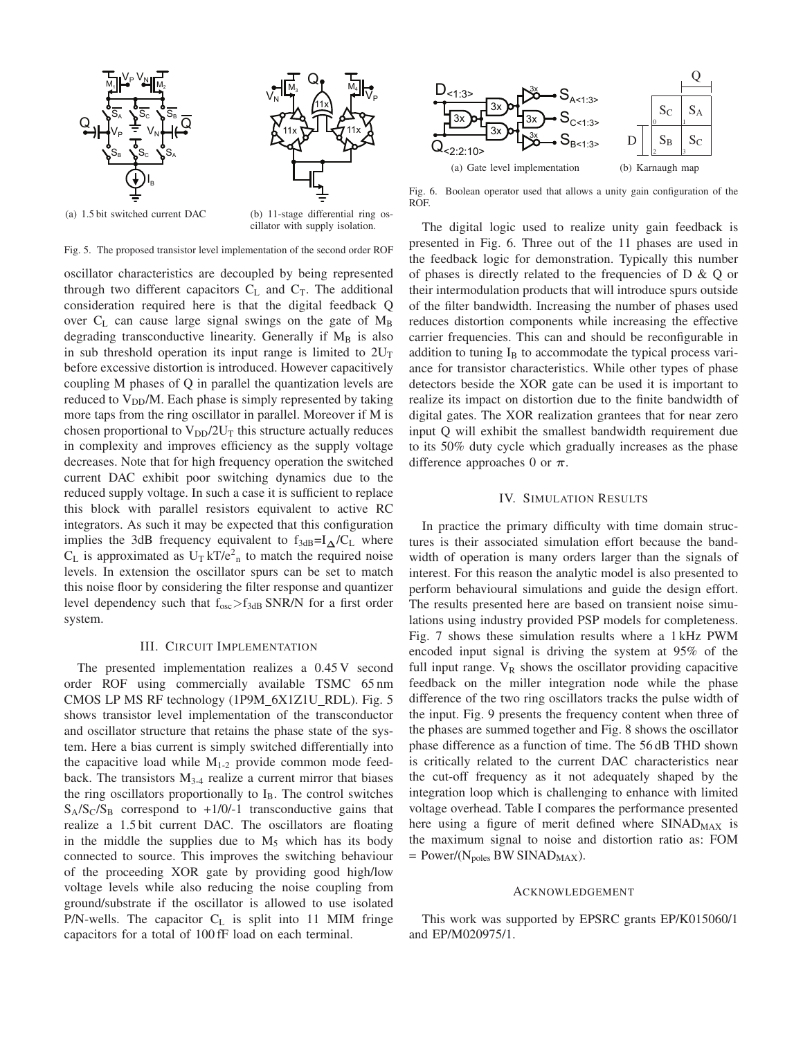(a) 1.5 bit switched current DAC

(b) 11-stage differential ring oscillator with supply isolation.

Fig. 5. The proposed transistor level implementation of the second order ROF

oscillator characteristics are decoupled by being represented through two different capacitors $C_L$ and $C_T$. The additional consideration required here is that the digital feedback Q over $C_L$ can cause large signal swings on the gate of $M_B$ degrading transconductive linearity. Generally if $M_B$ is also in sub threshold operation its input range is limited to $2U_T$ before excessive distortion is introduced. However capacitively coupling M phases of Q in parallel the quantization levels are reduced to $V_{DD}$/M. Each phase is simply represented by taking more taps from the ring oscillator in parallel. Moreover if M is chosen proportional to $V_{DD}/2U_T$ this structure actually reduces in complexity and improves efficiency as the supply voltage decreases. Note that for high frequency operation the switched current DAC exhibit poor switching dynamics due to the reduced supply voltage. In such a case it is sufficient to replace this block with parallel resistors equivalent to active RC integrators. As such it may be expected that this configuration implies the 3dB frequency equivalent to $f_{3dB}=I_{\Delta}/C_L$ where $C_L$ is approximated as $U_T kT/e^2_n$ to match the required noise levels. In extension the oscillator spurs can be set to match this noise floor by considering the filter response and quantizer level dependency such that $f_{osc}>f_{3dB}$ SNR/N for a first order system.

## III. Circuit Implementation

The presented implementation realizes a 0.45 V second order ROF using commercially available TSMC 65 nm CMOS LP MS RF technology (1P9M_6X1Z1U_RDL). Fig. 5 shows transistor level implementation of the transconductor and oscillator structure that retains the phase state of the system. Here a bias current is simply switched differentially into the capacitive load while $M_{1\text{-}2}$ provide common mode feedback. The transistors $M_{3\text{-}4}$ realize a current mirror that biases the ring oscillators proportionally to $I_B$. The control switches $S_A/S_C/S_B$ correspond to +1/0/-1 transconductive gains that realize a 1.5 bit current DAC. The oscillators are floating in the middle the supplies due to $M_5$ which has its body connected to source. This improves the switching behaviour of the proceeding XOR gate by providing good high/low voltage levels while also reducing the noise coupling from ground/substrate if the oscillator is allowed to use isolated P/N-wells. The capacitor $C_L$ is split into 11 MIM fringe capacitors for a total of 100 fF load on each terminal.

(a) Gate level implementation

(b) Karnaugh map

Fig. 6. Boolean operator used that allows a unity gain configuration of the ROF.

The digital logic used to realize unity gain feedback is presented in Fig. 6. Three out of the 11 phases are used in the feedback logic for demonstration. Typically this number of phases is directly related to the frequencies of D & Q or their intermodulation products that will introduce spurs outside of the filter bandwidth. Increasing the number of phases used reduces distortion components while increasing the effective carrier frequencies. This can and should be reconfigurable in addition to tuning $I_B$ to accommodate the typical process variance for transistor characteristics. While other types of phase detectors beside the XOR gate can be used it is important to realize its impact on distortion due to the finite bandwidth of digital gates. The XOR realization grantees that for near zero input Q will exhibit the smallest bandwidth requirement due to its 50% duty cycle which gradually increases as the phase difference approaches 0 or $\pi$.

## IV. Simulation Results

In practice the primary difficulty with time domain structures is their associated simulation effort because the bandwidth of operation is many orders larger than the signals of interest. For this reason the analytic model is also presented to perform behavioural simulations and guide the design effort. The results presented here are based on transient noise simulations using industry provided PSP models for completeness. Fig. 7 shows these simulation results where a 1 kHz PWM encoded input signal is driving the system at 95% of the full input range. $V_R$ shows the oscillator providing capacitive feedback on the miller integration node while the phase difference of the two ring oscillators tracks the pulse width of the input. Fig. 9 presents the frequency content when three of the phases are summed together and Fig. 8 shows the oscillator phase difference as a function of time. The 56 dB THD shown is critically related to the current DAC characteristics near the cut-off frequency as it not adequately shaped by the integration loop which is challenging to enhance with limited voltage overhead. Table I compares the performance presented here using a figure of merit defined where $SINAD_{MAX}$ is the maximum signal to noise and distortion ratio as: FOM = Power/($N_{poles}$ BW $SINAD_{MAX}$).

## Acknowledgement

This work was supported by EPSRC grants EP/K015060/1 and EP/M020975/1.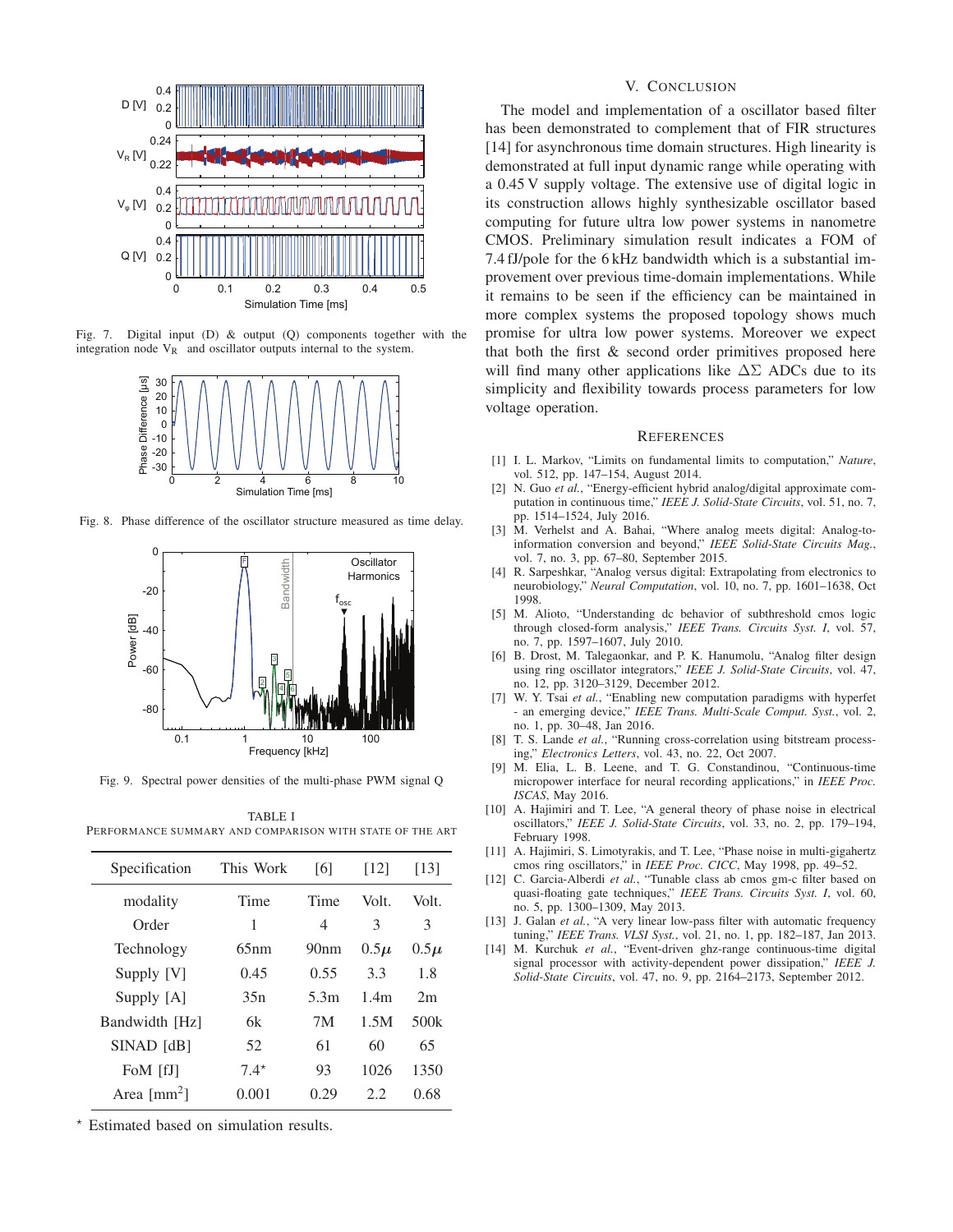D [V]
0.4
0.2
0

$V_R$ [V]
0.24
0.22

$V_\varphi$ [V]
0.4
0.2
0

Q [V]
0.4
0.2
0

0 0.1 0.2 0.3 0.4 0.5
Simulation Time [ms]

Fig. 7. Digital input (D) & output (Q) components together with the integration node $V_R$ and oscillator outputs internal to the system.

Phase Difference [µs]
30
20
10
0
-10
-20
-30

0 2 4 6 8 10
Simulation Time [ms]

Fig. 8. Phase difference of the oscillator structure measured as time delay.

Power [dB]
0
-20
-40
-60
-80

0.1 1 10 100
Frequency [kHz]

Bandwidth
Oscillator Harmonics
$f_{osc}$
F
2
3
4
5
6

Fig. 9. Spectral power densities of the multi-phase PWM signal Q

TABLE I
PERFORMANCE SUMMARY AND COMPARISON WITH STATE OF THE ART

| Specification | This Work | [6] | [12] | [13] |
|---|---|---|---|---|
| modality | Time | Time | Volt. | Volt. |
| Order | 1 | 4 | 3 | 3 |
| Technology | 65nm | 90nm | $0.5\mu$ | $0.5\mu$ |
| Supply [V] | 0.45 | 0.55 | 3.3 | 1.8 |
| Supply [A] | 35n | 5.3m | 1.4m | 2m |
| Bandwidth [Hz] | 6k | 7M | 1.5M | 500k |
| SINAD [dB] | 52 | 61 | 60 | 65 |
| FoM [fJ] | $7.4^{\star}$ | 93 | 1026 | 1350 |
| Area [mm$^2$] | 0.001 | 0.29 | 2.2 | 0.68 |

$^{\star}$ Estimated based on simulation results.

## V. Conclusion

The model and implementation of a oscillator based filter has been demonstrated to complement that of FIR structures [14] for asynchronous time domain structures. High linearity is demonstrated at full input dynamic range while operating with a 0.45 V supply voltage. The extensive use of digital logic in its construction allows highly synthesizable oscillator based computing for future ultra low power systems in nanometre CMOS. Preliminary simulation result indicates a FOM of 7.4 fJ/pole for the 6 kHz bandwidth which is a substantial improvement over previous time-domain implementations. While it remains to be seen if the efficiency can be maintained in more complex systems the proposed topology shows much promise for ultra low power systems. Moreover we expect that both the first & second order primitives proposed here will find many other applications like $\Delta\Sigma$ ADCs due to its simplicity and flexibility towards process parameters for low voltage operation.

## References

[1] I. L. Markov, "Limits on fundamental limits to computation," *Nature*, vol. 512, pp. 147–154, August 2014.

[2] N. Guo *et al.*, "Energy-efficient hybrid analog/digital approximate computation in continuous time," *IEEE J. Solid-State Circuits*, vol. 51, no. 7, pp. 1514–1524, July 2016.

[3] M. Verhelst and A. Bahai, "Where analog meets digital: Analog-to-information conversion and beyond," *IEEE Solid-State Circuits Mag.*, vol. 7, no. 3, pp. 67–80, September 2015.

[4] R. Sarpeshkar, "Analog versus digital: Extrapolating from electronics to neurobiology," *Neural Computation*, vol. 10, no. 7, pp. 1601–1638, Oct 1998.

[5] M. Alioto, "Understanding dc behavior of subthreshold cmos logic through closed-form analysis," *IEEE Trans. Circuits Syst. I*, vol. 57, no. 7, pp. 1597–1607, July 2010.

[6] B. Drost, M. Talegaonkar, and P. K. Hanumolu, "Analog filter design using ring oscillator integrators," *IEEE J. Solid-State Circuits*, vol. 47, no. 12, pp. 3120–3129, December 2012.

[7] W. Y. Tsai *et al.*, "Enabling new computation paradigms with hyperfet - an emerging device," *IEEE Trans. Multi-Scale Comput. Syst.*, vol. 2, no. 1, pp. 30–48, Jan 2016.

[8] T. S. Lande *et al.*, "Running cross-correlation using bitstream processing," *Electronics Letters*, vol. 43, no. 22, Oct 2007.

[9] M. Elia, L. B. Leene, and T. G. Constandinou, "Continuous-time micropower interface for neural recording applications," in *IEEE Proc. ISCAS*, May 2016.

[10] A. Hajimiri and T. Lee, "A general theory of phase noise in electrical oscillators," *IEEE J. Solid-State Circuits*, vol. 33, no. 2, pp. 179–194, February 1998.

[11] A. Hajimiri, S. Limotyrakis, and T. Lee, "Phase noise in multi-gigahertz cmos ring oscillators," in *IEEE Proc. CICC*, May 1998, pp. 49–52.

[12] C. Garcia-Alberdi *et al.*, "Tunable class ab cmos gm-c filter based on quasi-floating gate techniques," *IEEE Trans. Circuits Syst. I*, vol. 60, no. 5, pp. 1300–1309, May 2013.

[13] J. Galan *et al.*, "A very linear low-pass filter with automatic frequency tuning," *IEEE Trans. VLSI Syst.*, vol. 21, no. 1, pp. 182–187, Jan 2013.

[14] M. Kurchuk *et al.*, "Event-driven ghz-range continuous-time digital signal processor with activity-dependent power dissipation," *IEEE J. Solid-State Circuits*, vol. 47, no. 9, pp. 2164–2173, September 2012.